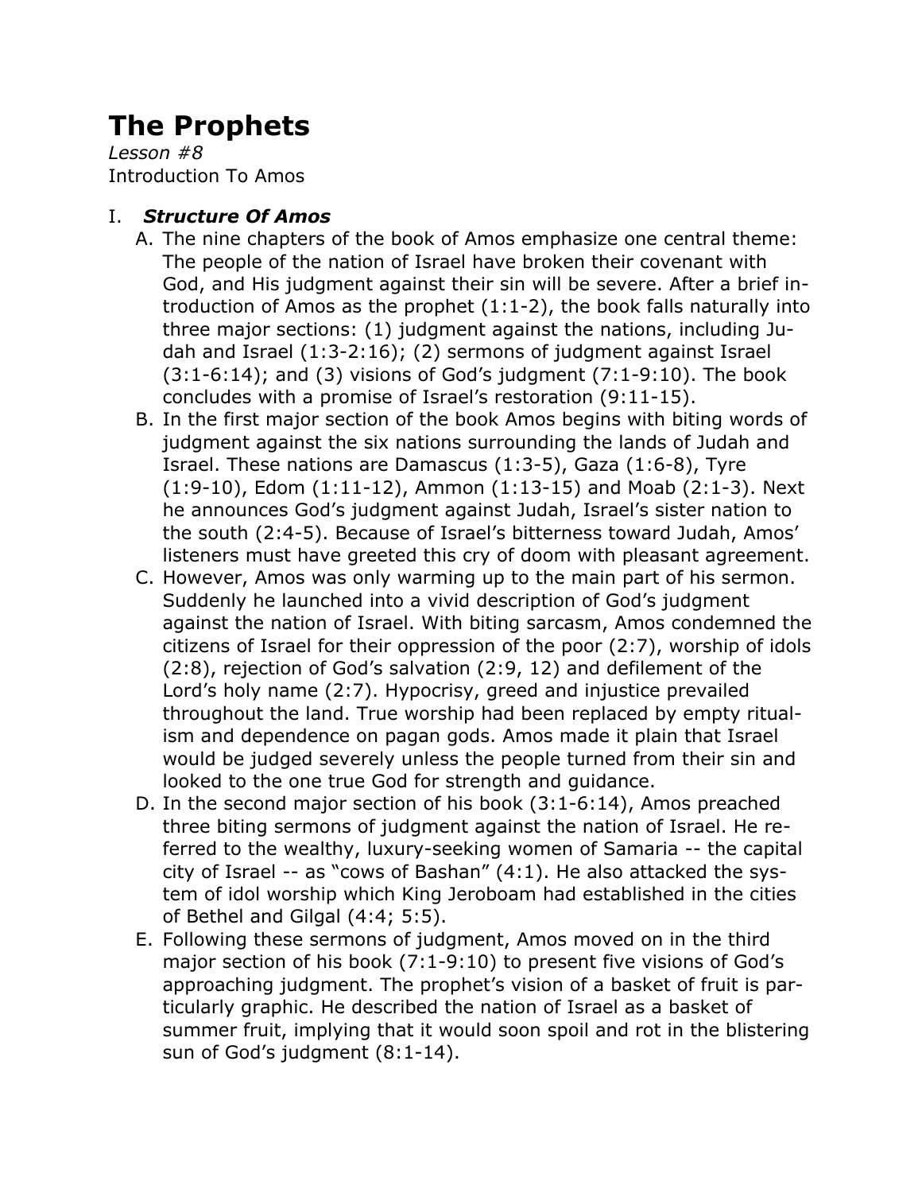# The Prophets

*Lesson #8*
Introduction To Amos

## I. *Structure Of Amos*

A. The nine chapters of the book of Amos emphasize one central theme: The people of the nation of Israel have broken their covenant with God, and His judgment against their sin will be severe. After a brief introduction of Amos as the prophet (1:1-2), the book falls naturally into three major sections: (1) judgment against the nations, including Judah and Israel (1:3-2:16); (2) sermons of judgment against Israel (3:1-6:14); and (3) visions of God's judgment (7:1-9:10). The book concludes with a promise of Israel's restoration (9:11-15).

B. In the first major section of the book Amos begins with biting words of judgment against the six nations surrounding the lands of Judah and Israel. These nations are Damascus (1:3-5), Gaza (1:6-8), Tyre (1:9-10), Edom (1:11-12), Ammon (1:13-15) and Moab (2:1-3). Next he announces God's judgment against Judah, Israel's sister nation to the south (2:4-5). Because of Israel's bitterness toward Judah, Amos' listeners must have greeted this cry of doom with pleasant agreement.

C. However, Amos was only warming up to the main part of his sermon. Suddenly he launched into a vivid description of God's judgment against the nation of Israel. With biting sarcasm, Amos condemned the citizens of Israel for their oppression of the poor (2:7), worship of idols (2:8), rejection of God's salvation (2:9, 12) and defilement of the Lord's holy name (2:7). Hypocrisy, greed and injustice prevailed throughout the land. True worship had been replaced by empty ritualism and dependence on pagan gods. Amos made it plain that Israel would be judged severely unless the people turned from their sin and looked to the one true God for strength and guidance.

D. In the second major section of his book (3:1-6:14), Amos preached three biting sermons of judgment against the nation of Israel. He referred to the wealthy, luxury-seeking women of Samaria -- the capital city of Israel -- as "cows of Bashan" (4:1). He also attacked the system of idol worship which King Jeroboam had established in the cities of Bethel and Gilgal (4:4; 5:5).

E. Following these sermons of judgment, Amos moved on in the third major section of his book (7:1-9:10) to present five visions of God's approaching judgment. The prophet's vision of a basket of fruit is particularly graphic. He described the nation of Israel as a basket of summer fruit, implying that it would soon spoil and rot in the blistering sun of God's judgment (8:1-14).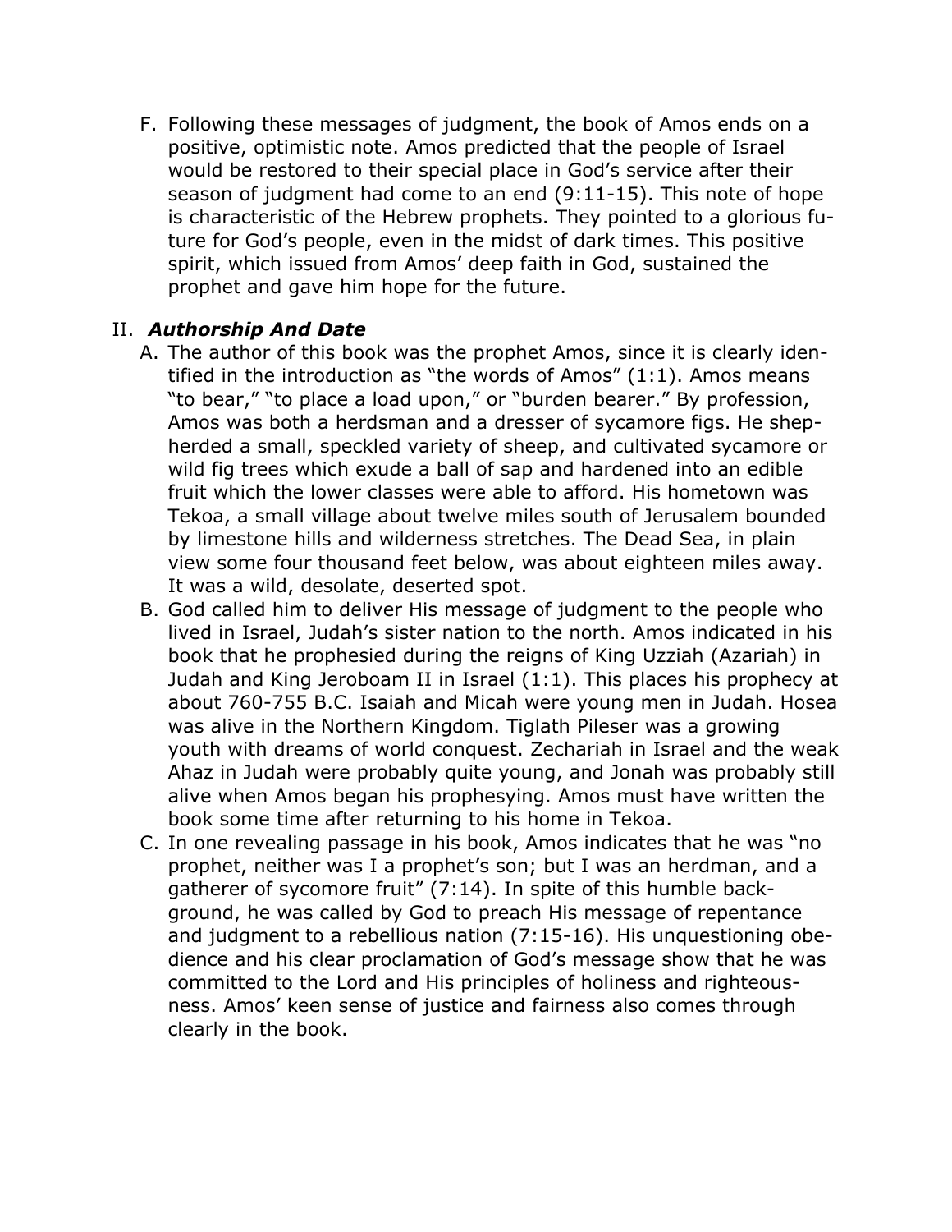F. Following these messages of judgment, the book of Amos ends on a positive, optimistic note. Amos predicted that the people of Israel would be restored to their special place in God's service after their season of judgment had come to an end (9:11-15). This note of hope is characteristic of the Hebrew prophets. They pointed to a glorious future for God's people, even in the midst of dark times. This positive spirit, which issued from Amos' deep faith in God, sustained the prophet and gave him hope for the future.

## II. *Authorship And Date*

A. The author of this book was the prophet Amos, since it is clearly identified in the introduction as "the words of Amos" (1:1). Amos means "to bear," "to place a load upon," or "burden bearer." By profession, Amos was both a herdsman and a dresser of sycamore figs. He shepherded a small, speckled variety of sheep, and cultivated sycamore or wild fig trees which exude a ball of sap and hardened into an edible fruit which the lower classes were able to afford. His hometown was Tekoa, a small village about twelve miles south of Jerusalem bounded by limestone hills and wilderness stretches. The Dead Sea, in plain view some four thousand feet below, was about eighteen miles away. It was a wild, desolate, deserted spot.

B. God called him to deliver His message of judgment to the people who lived in Israel, Judah's sister nation to the north. Amos indicated in his book that he prophesied during the reigns of King Uzziah (Azariah) in Judah and King Jeroboam II in Israel (1:1). This places his prophecy at about 760-755 B.C. Isaiah and Micah were young men in Judah. Hosea was alive in the Northern Kingdom. Tiglath Pileser was a growing youth with dreams of world conquest. Zechariah in Israel and the weak Ahaz in Judah were probably quite young, and Jonah was probably still alive when Amos began his prophesying. Amos must have written the book some time after returning to his home in Tekoa.

C. In one revealing passage in his book, Amos indicates that he was "no prophet, neither was I a prophet's son; but I was an herdman, and a gatherer of sycomore fruit" (7:14). In spite of this humble background, he was called by God to preach His message of repentance and judgment to a rebellious nation (7:15-16). His unquestioning obedience and his clear proclamation of God's message show that he was committed to the Lord and His principles of holiness and righteousness. Amos' keen sense of justice and fairness also comes through clearly in the book.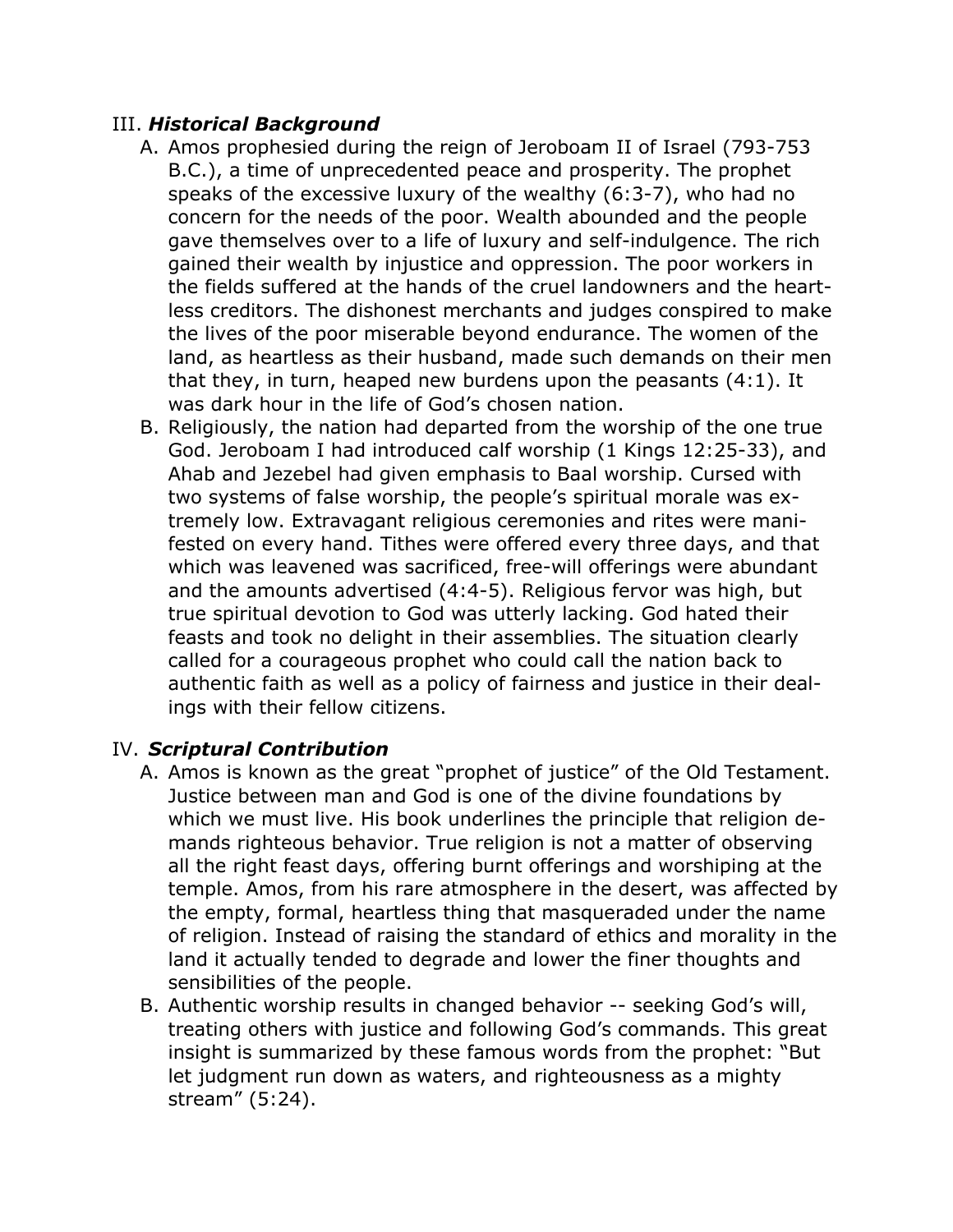## III. ***Historical Background***

A. Amos prophesied during the reign of Jeroboam II of Israel (793-753 B.C.), a time of unprecedented peace and prosperity. The prophet speaks of the excessive luxury of the wealthy (6:3-7), who had no concern for the needs of the poor. Wealth abounded and the people gave themselves over to a life of luxury and self-indulgence. The rich gained their wealth by injustice and oppression. The poor workers in the fields suffered at the hands of the cruel landowners and the heartless creditors. The dishonest merchants and judges conspired to make the lives of the poor miserable beyond endurance. The women of the land, as heartless as their husband, made such demands on their men that they, in turn, heaped new burdens upon the peasants (4:1). It was dark hour in the life of God's chosen nation.

B. Religiously, the nation had departed from the worship of the one true God. Jeroboam I had introduced calf worship (1 Kings 12:25-33), and Ahab and Jezebel had given emphasis to Baal worship. Cursed with two systems of false worship, the people's spiritual morale was extremely low. Extravagant religious ceremonies and rites were manifested on every hand. Tithes were offered every three days, and that which was leavened was sacrificed, free-will offerings were abundant and the amounts advertised (4:4-5). Religious fervor was high, but true spiritual devotion to God was utterly lacking. God hated their feasts and took no delight in their assemblies. The situation clearly called for a courageous prophet who could call the nation back to authentic faith as well as a policy of fairness and justice in their dealings with their fellow citizens.

## IV. ***Scriptural Contribution***

A. Amos is known as the great "prophet of justice" of the Old Testament. Justice between man and God is one of the divine foundations by which we must live. His book underlines the principle that religion demands righteous behavior. True religion is not a matter of observing all the right feast days, offering burnt offerings and worshiping at the temple. Amos, from his rare atmosphere in the desert, was affected by the empty, formal, heartless thing that masqueraded under the name of religion. Instead of raising the standard of ethics and morality in the land it actually tended to degrade and lower the finer thoughts and sensibilities of the people.

B. Authentic worship results in changed behavior -- seeking God's will, treating others with justice and following God's commands. This great insight is summarized by these famous words from the prophet: "But let judgment run down as waters, and righteousness as a mighty stream" (5:24).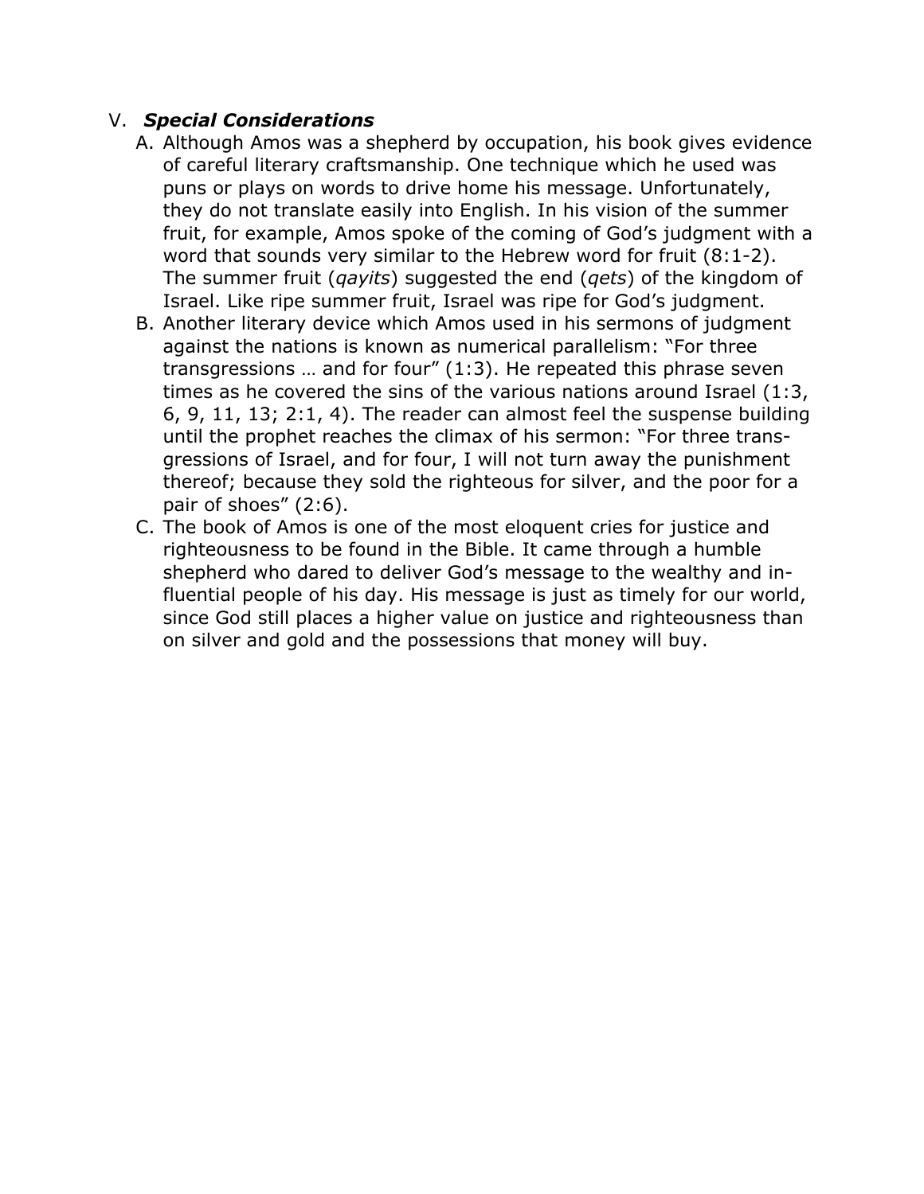## V. ***Special Considerations***

A. Although Amos was a shepherd by occupation, his book gives evidence of careful literary craftsmanship. One technique which he used was puns or plays on words to drive home his message. Unfortunately, they do not translate easily into English. In his vision of the summer fruit, for example, Amos spoke of the coming of God's judgment with a word that sounds very similar to the Hebrew word for fruit (8:1-2). The summer fruit (*qayits*) suggested the end (*qets*) of the kingdom of Israel. Like ripe summer fruit, Israel was ripe for God's judgment.

B. Another literary device which Amos used in his sermons of judgment against the nations is known as numerical parallelism: "For three transgressions … and for four" (1:3). He repeated this phrase seven times as he covered the sins of the various nations around Israel (1:3, 6, 9, 11, 13; 2:1, 4). The reader can almost feel the suspense building until the prophet reaches the climax of his sermon: "For three transgressions of Israel, and for four, I will not turn away the punishment thereof; because they sold the righteous for silver, and the poor for a pair of shoes" (2:6).

C. The book of Amos is one of the most eloquent cries for justice and righteousness to be found in the Bible. It came through a humble shepherd who dared to deliver God's message to the wealthy and influential people of his day. His message is just as timely for our world, since God still places a higher value on justice and righteousness than on silver and gold and the possessions that money will buy.